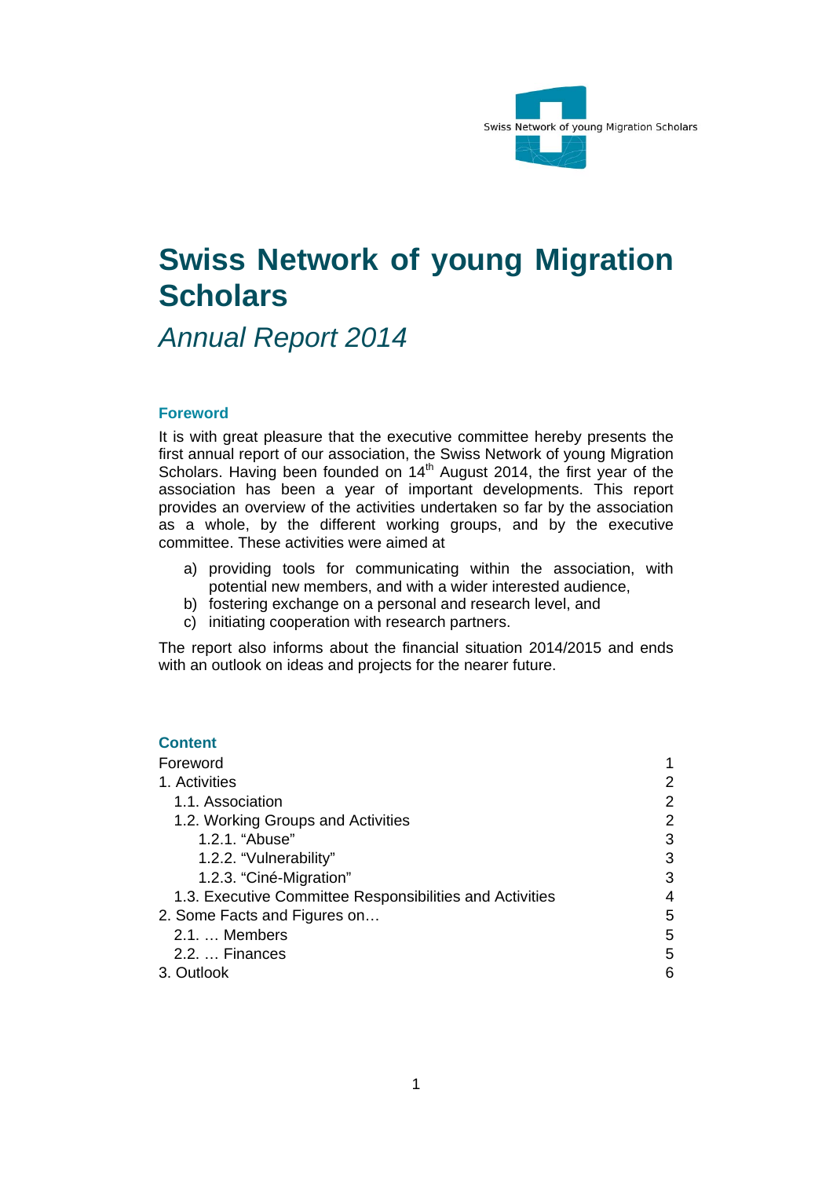Swiss Network of young Migration Scholars

# Swiss Network of young Migration Scholars

*Annual Report 2014*

## Foreword

It is with great pleasure that the executive committee hereby presents the first annual report of our association, the Swiss Network of young Migration Scholars. Having been founded on 14th August 2014, the first year of the association has been a year of important developments. This report provides an overview of the activities undertaken so far by the association as a whole, by the different working groups, and by the executive committee. These activities were aimed at

a) providing tools for communicating within the association, with potential new members, and with a wider interested audience,
b) fostering exchange on a personal and research level, and
c) initiating cooperation with research partners.

The report also informs about the financial situation 2014/2015 and ends with an outlook on ideas and projects for the nearer future.

## Content

| | |
|---|---|
| Foreword | 1 |
| 1. Activities | 2 |
| 1.1. Association | 2 |
| 1.2. Working Groups and Activities | 2 |
| 1.2.1. “Abuse” | 3 |
| 1.2.2. “Vulnerability” | 3 |
| 1.2.3. “Ciné-Migration” | 3 |
| 1.3. Executive Committee Responsibilities and Activities | 4 |
| 2. Some Facts and Figures on… | 5 |
| 2.1. … Members | 5 |
| 2.2. … Finances | 5 |
| 3. Outlook | 6 |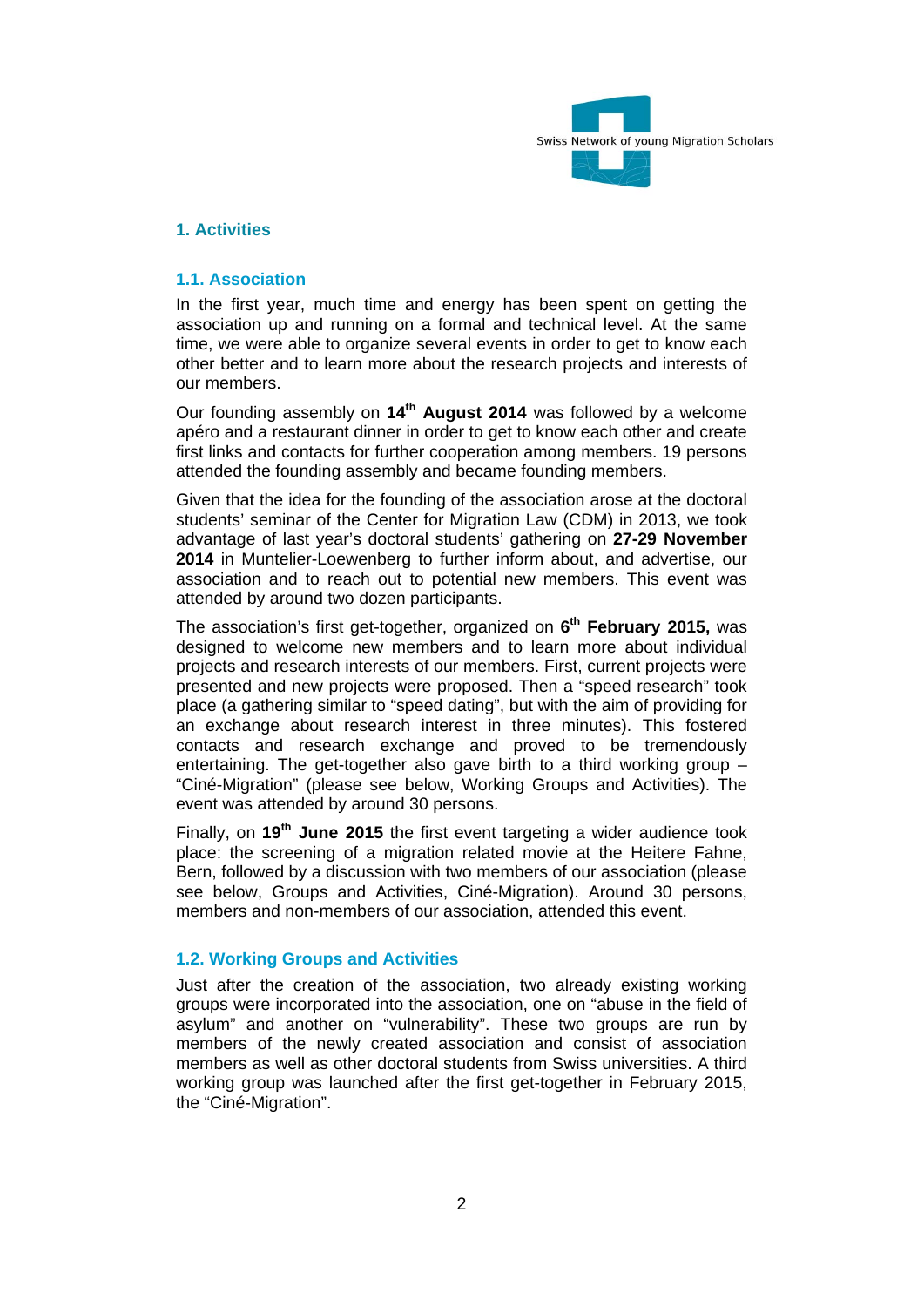## 1. Activities

### 1.1. Association

In the first year, much time and energy has been spent on getting the association up and running on a formal and technical level. At the same time, we were able to organize several events in order to get to know each other better and to learn more about the research projects and interests of our members.

Our founding assembly on **14th August 2014** was followed by a welcome apéro and a restaurant dinner in order to get to know each other and create first links and contacts for further cooperation among members. 19 persons attended the founding assembly and became founding members.

Given that the idea for the founding of the association arose at the doctoral students' seminar of the Center for Migration Law (CDM) in 2013, we took advantage of last year's doctoral students' gathering on **27-29 November 2014** in Muntelier-Loewenberg to further inform about, and advertise, our association and to reach out to potential new members. This event was attended by around two dozen participants.

The association's first get-together, organized on **6th February 2015,** was designed to welcome new members and to learn more about individual projects and research interests of our members. First, current projects were presented and new projects were proposed. Then a "speed research" took place (a gathering similar to "speed dating", but with the aim of providing for an exchange about research interest in three minutes). This fostered contacts and research exchange and proved to be tremendously entertaining. The get-together also gave birth to a third working group – "Ciné-Migration" (please see below, Working Groups and Activities). The event was attended by around 30 persons.

Finally, on **19th June 2015** the first event targeting a wider audience took place: the screening of a migration related movie at the Heitere Fahne, Bern, followed by a discussion with two members of our association (please see below, Groups and Activities, Ciné-Migration). Around 30 persons, members and non-members of our association, attended this event.

### 1.2. Working Groups and Activities

Just after the creation of the association, two already existing working groups were incorporated into the association, one on "abuse in the field of asylum" and another on "vulnerability". These two groups are run by members of the newly created association and consist of association members as well as other doctoral students from Swiss universities. A third working group was launched after the first get-together in February 2015, the "Ciné-Migration".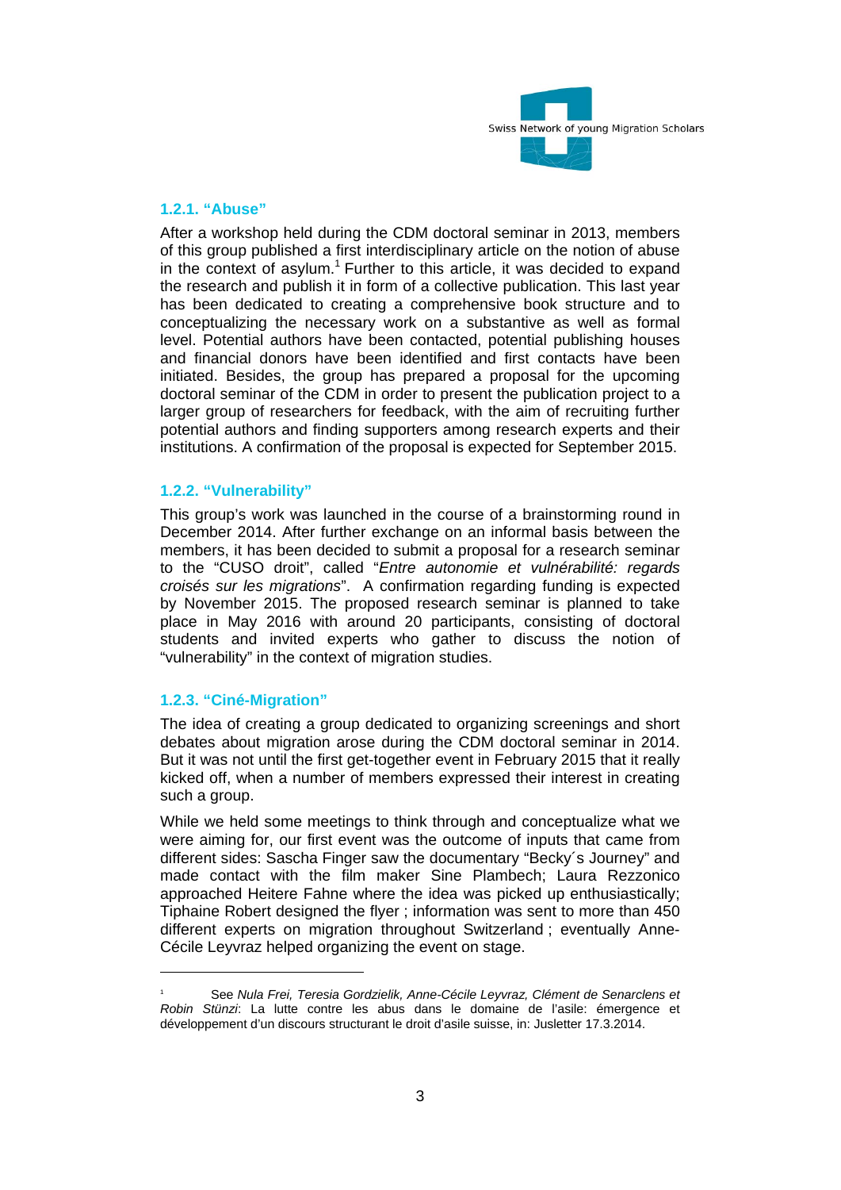### 1.2.1. "Abuse"

After a workshop held during the CDM doctoral seminar in 2013, members of this group published a first interdisciplinary article on the notion of abuse in the context of asylum.[1] Further to this article, it was decided to expand the research and publish it in form of a collective publication. This last year has been dedicated to creating a comprehensive book structure and to conceptualizing the necessary work on a substantive as well as formal level. Potential authors have been contacted, potential publishing houses and financial donors have been identified and first contacts have been initiated. Besides, the group has prepared a proposal for the upcoming doctoral seminar of the CDM in order to present the publication project to a larger group of researchers for feedback, with the aim of recruiting further potential authors and finding supporters among research experts and their institutions. A confirmation of the proposal is expected for September 2015.

### 1.2.2. "Vulnerability"

This group's work was launched in the course of a brainstorming round in December 2014. After further exchange on an informal basis between the members, it has been decided to submit a proposal for a research seminar to the "CUSO droit", called "*Entre autonomie et vulnérabilité: regards croisés sur les migrations*". A confirmation regarding funding is expected by November 2015. The proposed research seminar is planned to take place in May 2016 with around 20 participants, consisting of doctoral students and invited experts who gather to discuss the notion of "vulnerability" in the context of migration studies.

### 1.2.3. "Ciné-Migration"

The idea of creating a group dedicated to organizing screenings and short debates about migration arose during the CDM doctoral seminar in 2014. But it was not until the first get-together event in February 2015 that it really kicked off, when a number of members expressed their interest in creating such a group.

While we held some meetings to think through and conceptualize what we were aiming for, our first event was the outcome of inputs that came from different sides: Sascha Finger saw the documentary "Becky´s Journey" and made contact with the film maker Sine Plambech; Laura Rezzonico approached Heitere Fahne where the idea was picked up enthusiastically; Tiphaine Robert designed the flyer ; information was sent to more than 450 different experts on migration throughout Switzerland ; eventually Anne-Cécile Leyvraz helped organizing the event on stage.

---

[1] See *Nula Frei, Teresia Gordzielik, Anne-Cécile Leyvraz, Clément de Senarclens et Robin Stünzi*: La lutte contre les abus dans le domaine de l'asile: émergence et développement d'un discours structurant le droit d'asile suisse, in: Jusletter 17.3.2014.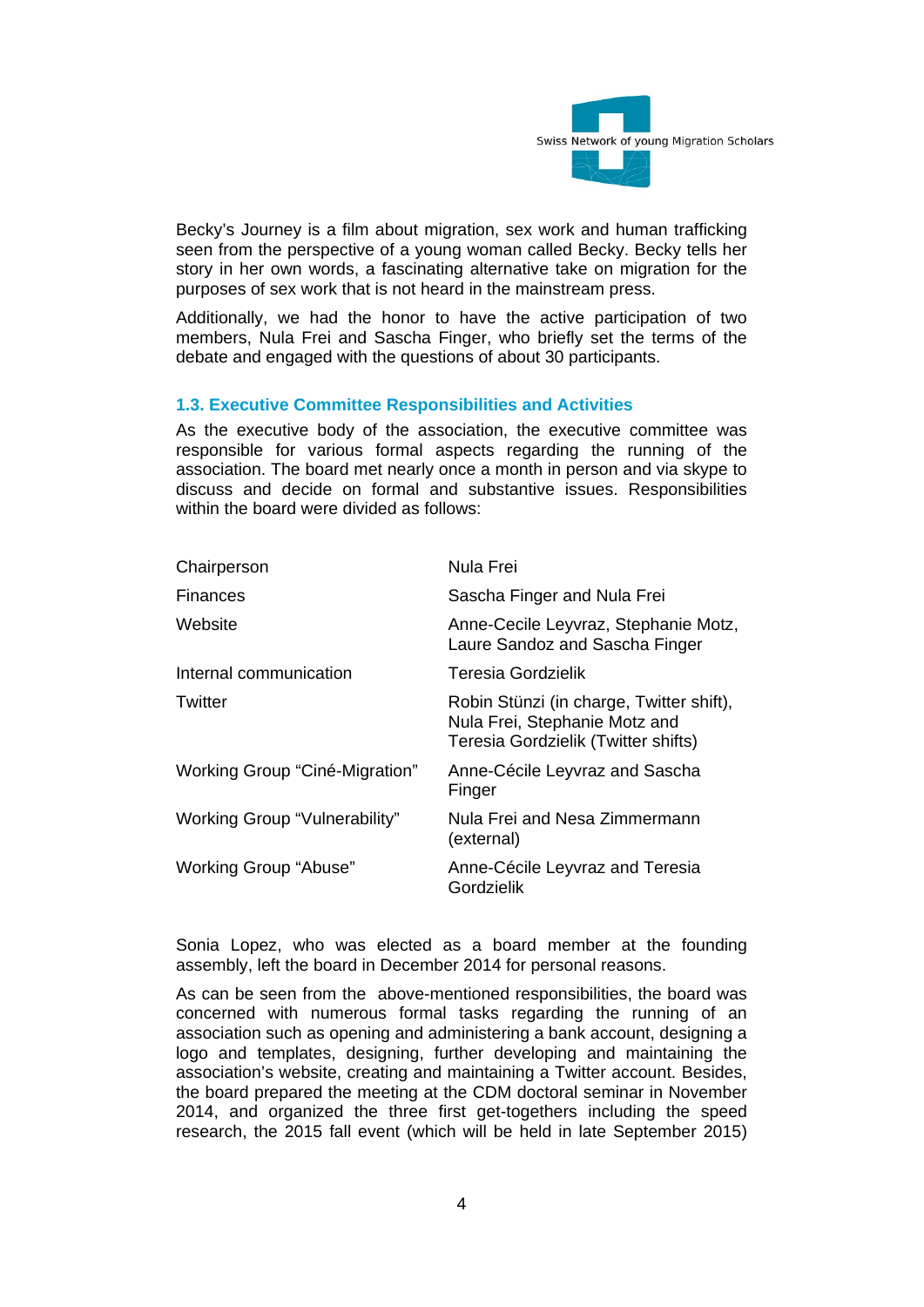Becky's Journey is a film about migration, sex work and human trafficking seen from the perspective of a young woman called Becky. Becky tells her story in her own words, a fascinating alternative take on migration for the purposes of sex work that is not heard in the mainstream press.

Additionally, we had the honor to have the active participation of two members, Nula Frei and Sascha Finger, who briefly set the terms of the debate and engaged with the questions of about 30 participants.

### 1.3. Executive Committee Responsibilities and Activities

As the executive body of the association, the executive committee was responsible for various formal aspects regarding the running of the association. The board met nearly once a month in person and via skype to discuss and decide on formal and substantive issues. Responsibilities within the board were divided as follows:

| | |
|---|---|
| Chairperson | Nula Frei |
| Finances | Sascha Finger and Nula Frei |
| Website | Anne-Cecile Leyvraz, Stephanie Motz, Laure Sandoz and Sascha Finger |
| Internal communication | Teresia Gordzielik |
| Twitter | Robin Stünzi (in charge, Twitter shift), Nula Frei, Stephanie Motz and Teresia Gordzielik (Twitter shifts) |
| Working Group "Ciné-Migration" | Anne-Cécile Leyvraz and Sascha Finger |
| Working Group "Vulnerability" | Nula Frei and Nesa Zimmermann (external) |
| Working Group "Abuse" | Anne-Cécile Leyvraz and Teresia Gordzielik |

Sonia Lopez, who was elected as a board member at the founding assembly, left the board in December 2014 for personal reasons.

As can be seen from the above-mentioned responsibilities, the board was concerned with numerous formal tasks regarding the running of an association such as opening and administering a bank account, designing a logo and templates, designing, further developing and maintaining the association's website, creating and maintaining a Twitter account. Besides, the board prepared the meeting at the CDM doctoral seminar in November 2014, and organized the three first get-togethers including the speed research, the 2015 fall event (which will be held in late September 2015)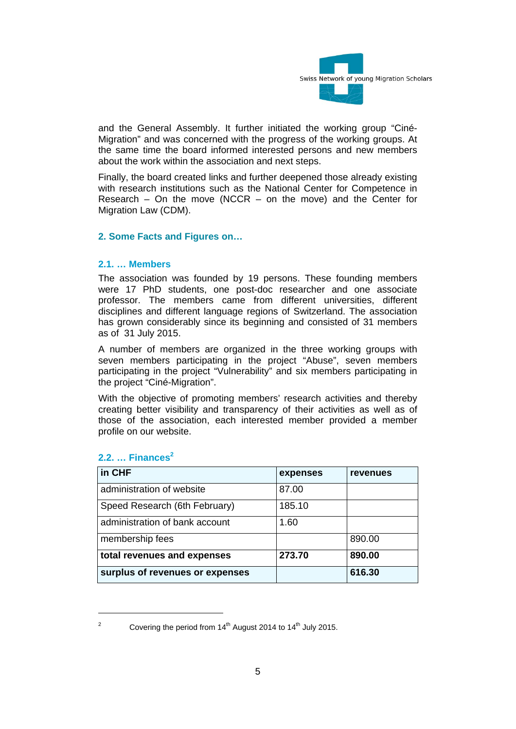and the General Assembly. It further initiated the working group "Ciné-Migration" and was concerned with the progress of the working groups. At the same time the board informed interested persons and new members about the work within the association and next steps.

Finally, the board created links and further deepened those already existing with research institutions such as the National Center for Competence in Research – On the move (NCCR – on the move) and the Center for Migration Law (CDM).

## 2. Some Facts and Figures on…

### 2.1. … Members

The association was founded by 19 persons. These founding members were 17 PhD students, one post-doc researcher and one associate professor. The members came from different universities, different disciplines and different language regions of Switzerland. The association has grown considerably since its beginning and consisted of 31 members as of 31 July 2015.

A number of members are organized in the three working groups with seven members participating in the project "Abuse", seven members participating in the project "Vulnerability" and six members participating in the project "Ciné-Migration".

With the objective of promoting members' research activities and thereby creating better visibility and transparency of their activities as well as of those of the association, each interested member provided a member profile on our website.

### 2.2. … Finances[2]

| in CHF | expenses | revenues |
| --- | --- | --- |
| administration of website | 87.00 | |
| Speed Research (6th February) | 185.10 | |
| administration of bank account | 1.60 | |
| membership fees | | 890.00 |
| **total revenues and expenses** | **273.70** | **890.00** |
| **surplus of revenues or expenses** | | **616.30** |

[2] Covering the period from 14th August 2014 to 14th July 2015.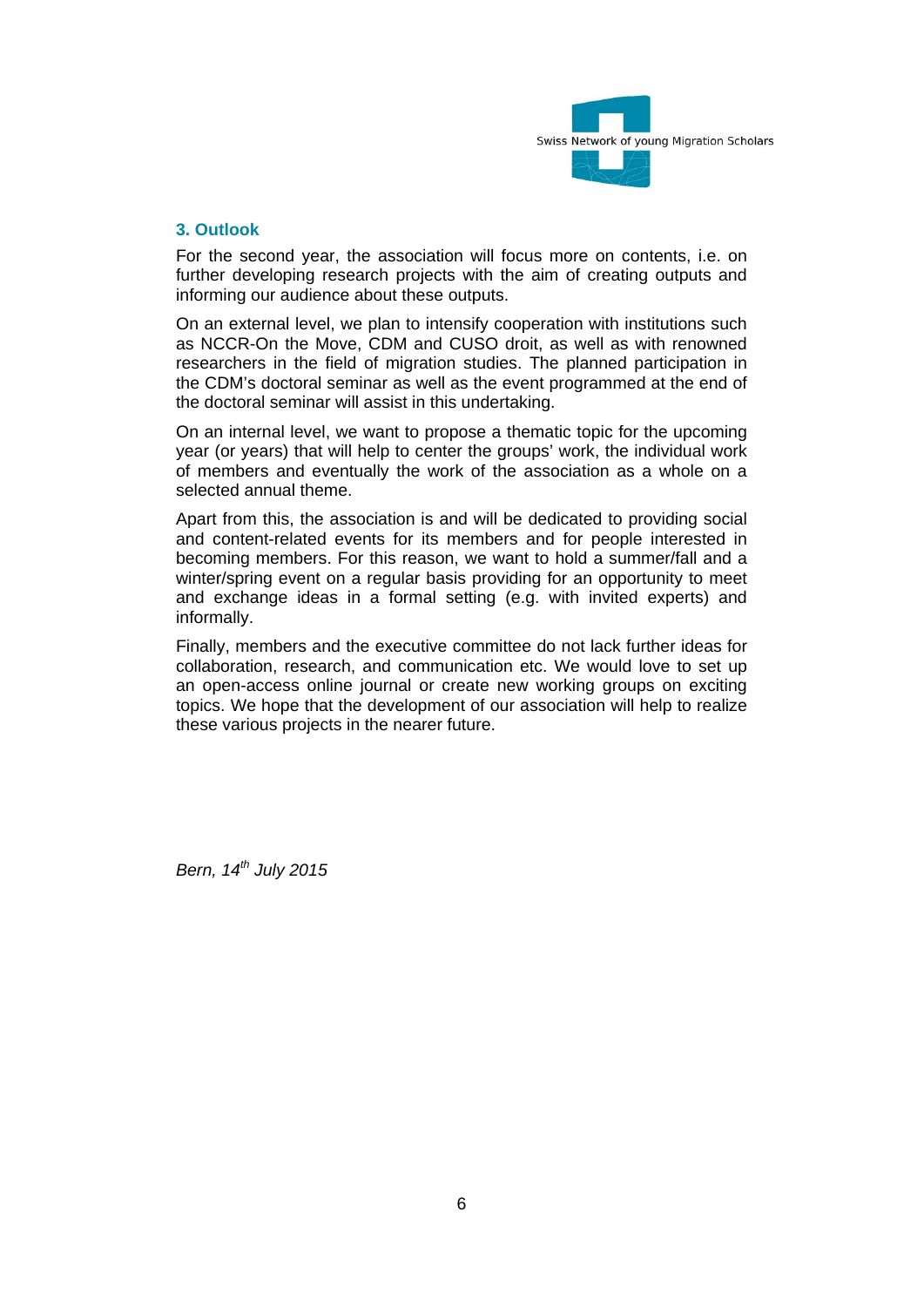## 3. Outlook

For the second year, the association will focus more on contents, i.e. on further developing research projects with the aim of creating outputs and informing our audience about these outputs.

On an external level, we plan to intensify cooperation with institutions such as NCCR-On the Move, CDM and CUSO droit, as well as with renowned researchers in the field of migration studies. The planned participation in the CDM's doctoral seminar as well as the event programmed at the end of the doctoral seminar will assist in this undertaking.

On an internal level, we want to propose a thematic topic for the upcoming year (or years) that will help to center the groups' work, the individual work of members and eventually the work of the association as a whole on a selected annual theme.

Apart from this, the association is and will be dedicated to providing social and content-related events for its members and for people interested in becoming members. For this reason, we want to hold a summer/fall and a winter/spring event on a regular basis providing for an opportunity to meet and exchange ideas in a formal setting (e.g. with invited experts) and informally.

Finally, members and the executive committee do not lack further ideas for collaboration, research, and communication etc. We would love to set up an open-access online journal or create new working groups on exciting topics. We hope that the development of our association will help to realize these various projects in the nearer future.

*Bern, 14th July 2015*